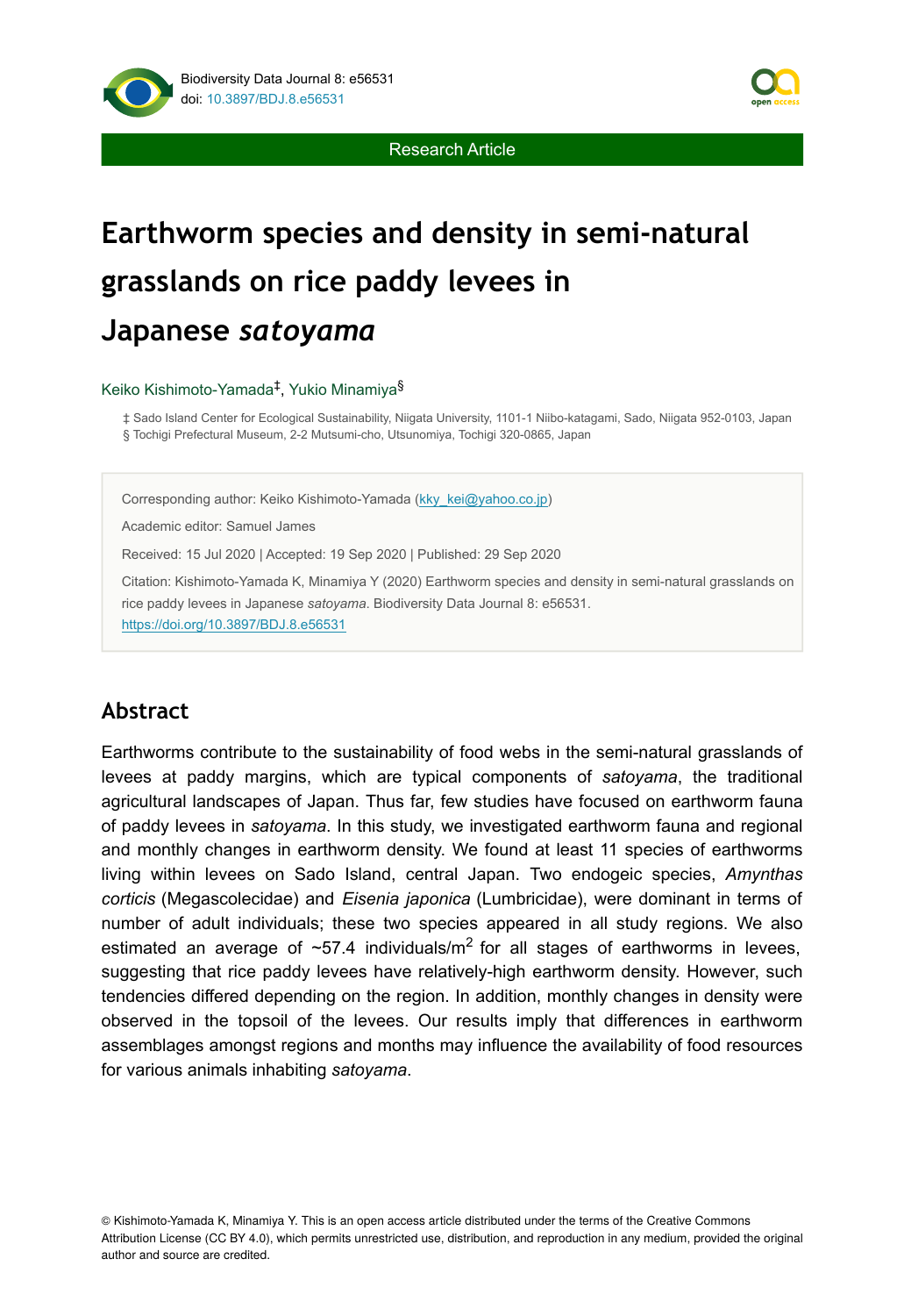# Earthworm species and density in semi-natural grasslands on rice paddy levees in Japanese *satoyama*

Keiko Kishimoto-Yamada[‡], Yukio Minamiya[§]

‡ Sado Island Center for Ecological Sustainability, Niigata University, 1101-1 Niibo-katagami, Sado, Niigata 952-0103, Japan
§ Tochigi Prefectural Museum, 2-2 Mutsumi-cho, Utsunomiya, Tochigi 320-0865, Japan

Corresponding author: Keiko Kishimoto-Yamada (kky_kei@yahoo.co.jp)

Academic editor: Samuel James

Received: 15 Jul 2020 | Accepted: 19 Sep 2020 | Published: 29 Sep 2020

Citation: Kishimoto-Yamada K, Minamiya Y (2020) Earthworm species and density in semi-natural grasslands on rice paddy levees in Japanese *satoyama*. Biodiversity Data Journal 8: e56531. https://doi.org/10.3897/BDJ.8.e56531

## Abstract

Earthworms contribute to the sustainability of food webs in the semi-natural grasslands of levees at paddy margins, which are typical components of *satoyama*, the traditional agricultural landscapes of Japan. Thus far, few studies have focused on earthworm fauna of paddy levees in *satoyama*. In this study, we investigated earthworm fauna and regional and monthly changes in earthworm density. We found at least 11 species of earthworms living within levees on Sado Island, central Japan. Two endogeic species, *Amynthas corticis* (Megascolecidae) and *Eisenia japonica* (Lumbricidae), were dominant in terms of number of adult individuals; these two species appeared in all study regions. We also estimated an average of ~57.4 individuals/m$^2$ for all stages of earthworms in levees, suggesting that rice paddy levees have relatively-high earthworm density. However, such tendencies differed depending on the region. In addition, monthly changes in density were observed in the topsoil of the levees. Our results imply that differences in earthworm assemblages amongst regions and months may influence the availability of food resources for various animals inhabiting *satoyama*.

© Kishimoto-Yamada K, Minamiya Y. This is an open access article distributed under the terms of the Creative Commons Attribution License (CC BY 4.0), which permits unrestricted use, distribution, and reproduction in any medium, provided the original author and source are credited.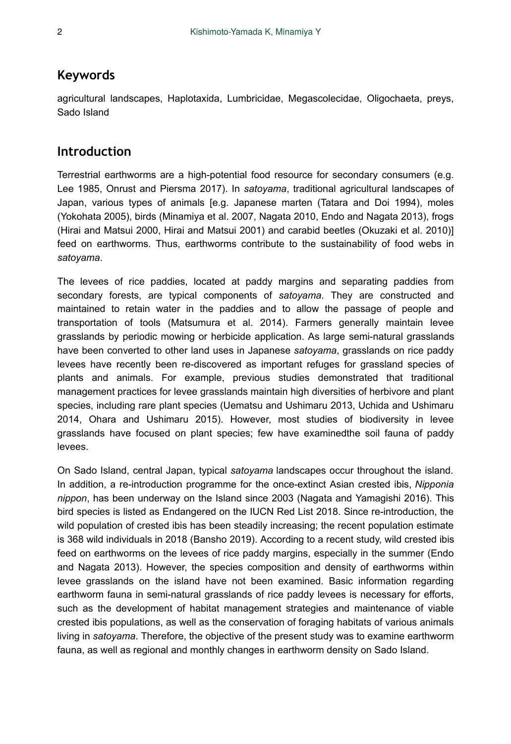## Keywords

agricultural landscapes, Haplotaxida, Lumbricidae, Megascolecidae, Oligochaeta, preys, Sado Island

## Introduction

Terrestrial earthworms are a high-potential food resource for secondary consumers (e.g. Lee 1985, Onrust and Piersma 2017). In *satoyama*, traditional agricultural landscapes of Japan, various types of animals [e.g. Japanese marten (Tatara and Doi 1994), moles (Yokohata 2005), birds (Minamiya et al. 2007, Nagata 2010, Endo and Nagata 2013), frogs (Hirai and Matsui 2000, Hirai and Matsui 2001) and carabid beetles (Okuzaki et al. 2010)] feed on earthworms. Thus, earthworms contribute to the sustainability of food webs in *satoyama*.

The levees of rice paddies, located at paddy margins and separating paddies from secondary forests, are typical components of *satoyama*. They are constructed and maintained to retain water in the paddies and to allow the passage of people and transportation of tools (Matsumura et al. 2014). Farmers generally maintain levee grasslands by periodic mowing or herbicide application. As large semi-natural grasslands have been converted to other land uses in Japanese *satoyama*, grasslands on rice paddy levees have recently been re-discovered as important refuges for grassland species of plants and animals. For example, previous studies demonstrated that traditional management practices for levee grasslands maintain high diversities of herbivore and plant species, including rare plant species (Uematsu and Ushimaru 2013, Uchida and Ushimaru 2014, Ohara and Ushimaru 2015). However, most studies of biodiversity in levee grasslands have focused on plant species; few have examinedthe soil fauna of paddy levees.

On Sado Island, central Japan, typical *satoyama* landscapes occur throughout the island. In addition, a re-introduction programme for the once-extinct Asian crested ibis, *Nipponia nippon*, has been underway on the Island since 2003 (Nagata and Yamagishi 2016). This bird species is listed as Endangered on the IUCN Red List 2018. Since re-introduction, the wild population of crested ibis has been steadily increasing; the recent population estimate is 368 wild individuals in 2018 (Bansho 2019). According to a recent study, wild crested ibis feed on earthworms on the levees of rice paddy margins, especially in the summer (Endo and Nagata 2013). However, the species composition and density of earthworms within levee grasslands on the island have not been examined. Basic information regarding earthworm fauna in semi-natural grasslands of rice paddy levees is necessary for efforts, such as the development of habitat management strategies and maintenance of viable crested ibis populations, as well as the conservation of foraging habitats of various animals living in *satoyama*. Therefore, the objective of the present study was to examine earthworm fauna, as well as regional and monthly changes in earthworm density on Sado Island.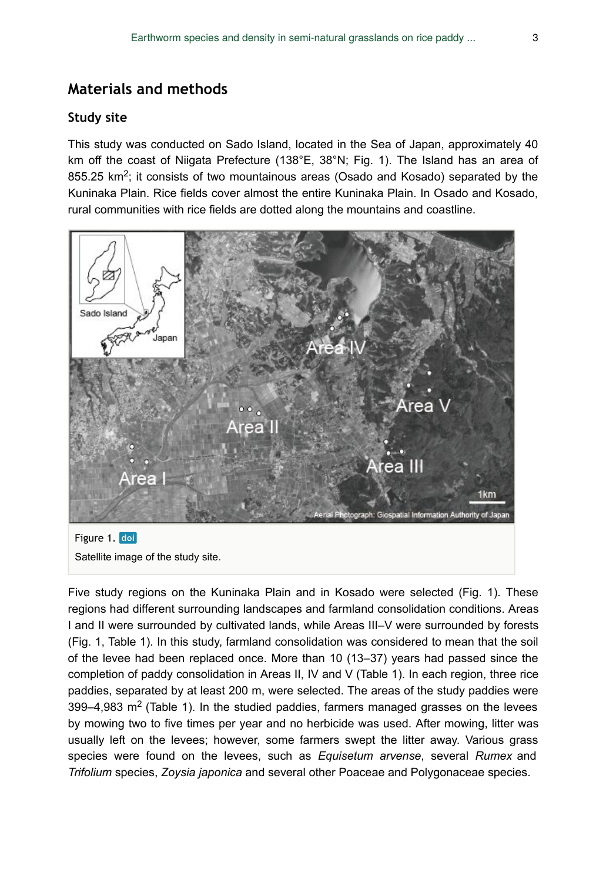## Materials and methods

### Study site

This study was conducted on Sado Island, located in the Sea of Japan, approximately 40 km off the coast of Niigata Prefecture (138°E, 38°N; Fig. 1). The Island has an area of 855.25 km$^2$; it consists of two mountainous areas (Osado and Kosado) separated by the Kuninaka Plain. Rice fields cover almost the entire Kuninaka Plain. In Osado and Kosado, rural communities with rice fields are dotted along the mountains and coastline.

Figure 1. doi

Satellite image of the study site.

Five study regions on the Kuninaka Plain and in Kosado were selected (Fig. 1). These regions had different surrounding landscapes and farmland consolidation conditions. Areas I and II were surrounded by cultivated lands, while Areas III–V were surrounded by forests (Fig. 1, Table 1). In this study, farmland consolidation was considered to mean that the soil of the levee had been replaced once. More than 10 (13–37) years had passed since the completion of paddy consolidation in Areas II, IV and V (Table 1). In each region, three rice paddies, separated by at least 200 m, were selected. The areas of the study paddies were 399–4,983 m$^2$ (Table 1). In the studied paddies, farmers managed grasses on the levees by mowing two to five times per year and no herbicide was used. After mowing, litter was usually left on the levees; however, some farmers swept the litter away. Various grass species were found on the levees, such as *Equisetum arvense*, several *Rumex* and *Trifolium* species, *Zoysia japonica* and several other Poaceae and Polygonaceae species.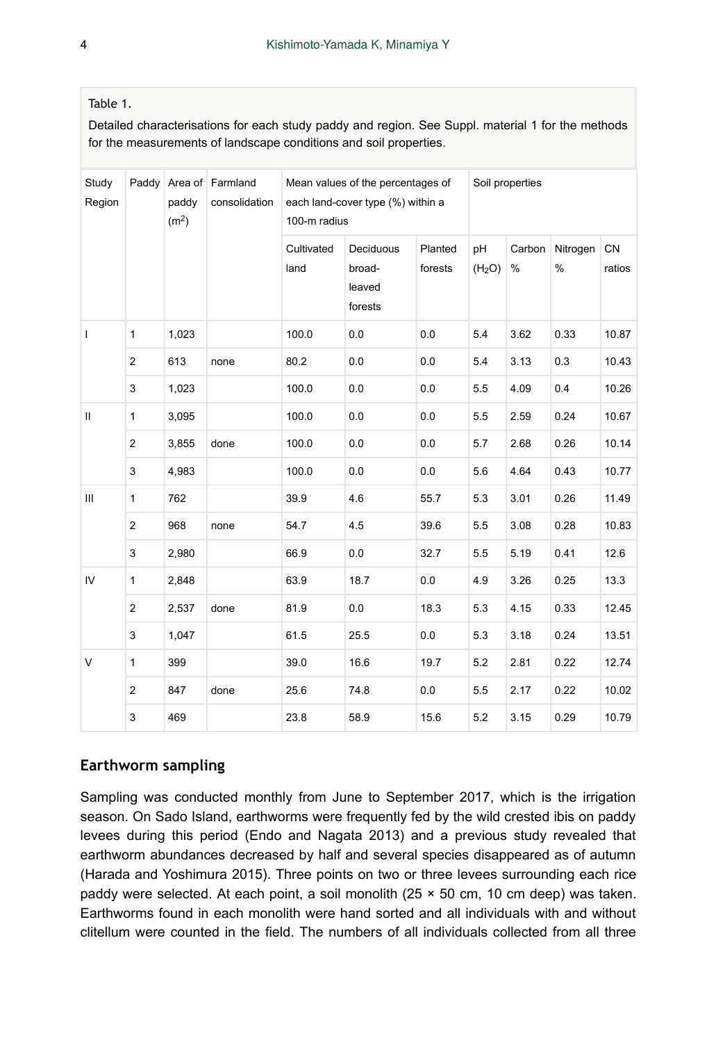Table 1.

Detailed characterisations for each study paddy and region. See Suppl. material 1 for the methods for the measurements of landscape conditions and soil properties.

| Study Region | Paddy | Area of paddy ($m^2$) | Farmland consolidation | Mean values of the percentages of each land-cover type (%) within a 100-m radius | | | Soil properties | | | |
|---|---|---|---|---|---|---|---|---|---|---|
| | | | | Cultivated land | Deciduous broad-leaved forests | Planted forests | pH ($H_2O$) | Carbon % | Nitrogen % | CN ratios |
| I | 1 | 1,023 | | 100.0 | 0.0 | 0.0 | 5.4 | 3.62 | 0.33 | 10.87 |
| | 2 | 613 | none | 80.2 | 0.0 | 0.0 | 5.4 | 3.13 | 0.3 | 10.43 |
| | 3 | 1,023 | | 100.0 | 0.0 | 0.0 | 5.5 | 4.09 | 0.4 | 10.26 |
| II | 1 | 3,095 | | 100.0 | 0.0 | 0.0 | 5.5 | 2.59 | 0.24 | 10.67 |
| | 2 | 3,855 | done | 100.0 | 0.0 | 0.0 | 5.7 | 2.68 | 0.26 | 10.14 |
| | 3 | 4,983 | | 100.0 | 0.0 | 0.0 | 5.6 | 4.64 | 0.43 | 10.77 |
| III | 1 | 762 | | 39.9 | 4.6 | 55.7 | 5.3 | 3.01 | 0.26 | 11.49 |
| | 2 | 968 | none | 54.7 | 4.5 | 39.6 | 5.5 | 3.08 | 0.28 | 10.83 |
| | 3 | 2,980 | | 66.9 | 0.0 | 32.7 | 5.5 | 5.19 | 0.41 | 12.6 |
| IV | 1 | 2,848 | | 63.9 | 18.7 | 0.0 | 4.9 | 3.26 | 0.25 | 13.3 |
| | 2 | 2,537 | done | 81.9 | 0.0 | 18.3 | 5.3 | 4.15 | 0.33 | 12.45 |
| | 3 | 1,047 | | 61.5 | 25.5 | 0.0 | 5.3 | 3.18 | 0.24 | 13.51 |
| V | 1 | 399 | | 39.0 | 16.6 | 19.7 | 5.2 | 2.81 | 0.22 | 12.74 |
| | 2 | 847 | done | 25.6 | 74.8 | 0.0 | 5.5 | 2.17 | 0.22 | 10.02 |
| | 3 | 469 | | 23.8 | 58.9 | 15.6 | 5.2 | 3.15 | 0.29 | 10.79 |

## Earthworm sampling

Sampling was conducted monthly from June to September 2017, which is the irrigation season. On Sado Island, earthworms were frequently fed by the wild crested ibis on paddy levees during this period (Endo and Nagata 2013) and a previous study revealed that earthworm abundances decreased by half and several species disappeared as of autumn (Harada and Yoshimura 2015). Three points on two or three levees surrounding each rice paddy were selected. At each point, a soil monolith (25 × 50 cm, 10 cm deep) was taken. Earthworms found in each monolith were hand sorted and all individuals with and without clitellum were counted in the field. The numbers of all individuals collected from all three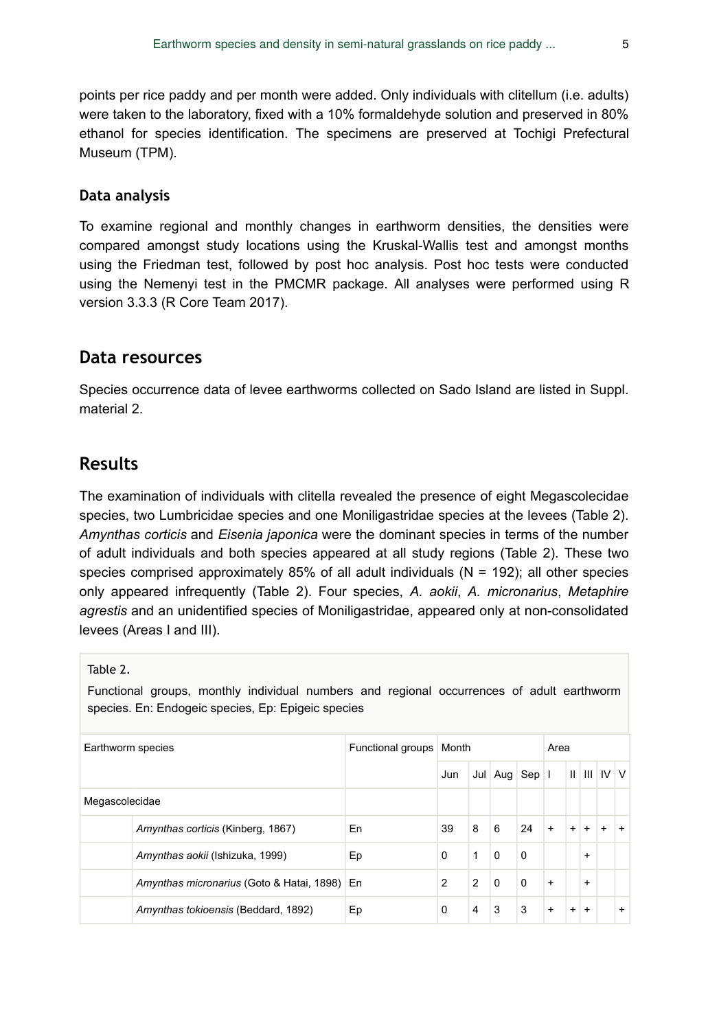points per rice paddy and per month were added. Only individuals with clitellum (i.e. adults) were taken to the laboratory, fixed with a 10% formaldehyde solution and preserved in 80% ethanol for species identification. The specimens are preserved at Tochigi Prefectural Museum (TPM).

### Data analysis

To examine regional and monthly changes in earthworm densities, the densities were compared amongst study locations using the Kruskal-Wallis test and amongst months using the Friedman test, followed by post hoc analysis. Post hoc tests were conducted using the Nemenyi test in the PMCMR package. All analyses were performed using R version 3.3.3 (R Core Team 2017).

## Data resources

Species occurrence data of levee earthworms collected on Sado Island are listed in Suppl. material 2.

## Results

The examination of individuals with clitella revealed the presence of eight Megascolecidae species, two Lumbricidae species and one Moniligastridae species at the levees (Table 2). *Amynthas corticis* and *Eisenia japonica* were the dominant species in terms of the number of adult individuals and both species appeared at all study regions (Table 2). These two species comprised approximately 85% of all adult individuals (N = 192); all other species only appeared infrequently (Table 2). Four species, *A. aokii*, *A. micronarius*, *Metaphire agrestis* and an unidentified species of Moniligastridae, appeared only at non-consolidated levees (Areas I and III).

Table 2.

Functional groups, monthly individual numbers and regional occurrences of adult earthworm species. En: Endogeic species, Ep: Epigeic species

| Earthworm species | | Functional groups | Month | | | | Area | | | | |
|---|---|---|---|---|---|---|---|---|---|---|---|
| | | | Jun | Jul | Aug | Sep | I | II | III | IV | V |
| Megascolecidae | | | | | | | | | | | |
| | *Amynthas corticis* (Kinberg, 1867) | En | 39 | 8 | 6 | 24 | + | + | + | + | + |
| | *Amynthas aokii* (Ishizuka, 1999) | Ep | 0 | 1 | 0 | 0 | | | + | | |
| | *Amynthas micronarius* (Goto & Hatai, 1898) | En | 2 | 2 | 0 | 0 | + | | + | | |
| | *Amynthas tokioensis* (Beddard, 1892) | Ep | 0 | 4 | 3 | 3 | + | + | + | | + |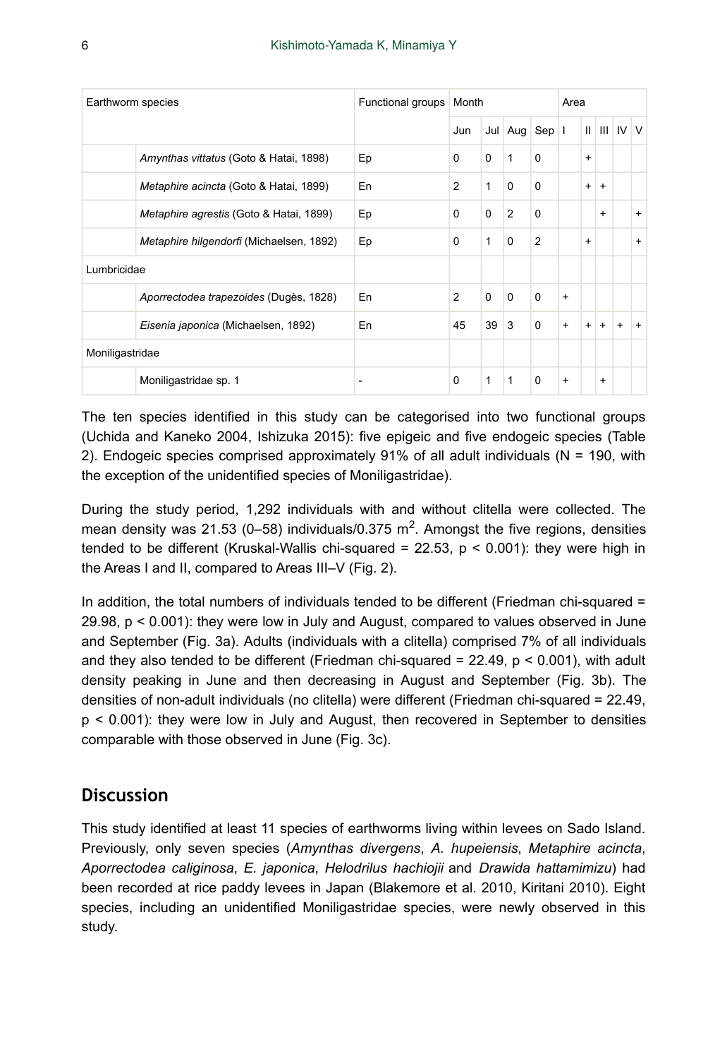| Earthworm species | | Functional groups | Month | | | | Area | | | | |
|---|---|---|---|---|---|---|---|---|---|---|---|
| | | | Jun | Jul | Aug | Sep | I | II | III | IV | V |
| | *Amynthas vittatus* (Goto & Hatai, 1898) | Ep | 0 | 0 | 1 | 0 | | + | | | |
| | *Metaphire acincta* (Goto & Hatai, 1899) | En | 2 | 1 | 0 | 0 | | + | + | | |
| | *Metaphire agrestis* (Goto & Hatai, 1899) | Ep | 0 | 0 | 2 | 0 | | | + | | + |
| | *Metaphire hilgendorfi* (Michaelsen, 1892) | Ep | 0 | 1 | 0 | 2 | | + | | | + |
| Lumbricidae | | | | | | | | | | | |
| | *Aporrectodea trapezoides* (Dugès, 1828) | En | 2 | 0 | 0 | 0 | + | | | | |
| | *Eisenia japonica* (Michaelsen, 1892) | En | 45 | 39 | 3 | 0 | + | + | + | + | + |
| Moniligastridae | | | | | | | | | | | |
| | Moniligastridae sp. 1 | - | 0 | 1 | 1 | 0 | + | | + | | |

The ten species identified in this study can be categorised into two functional groups (Uchida and Kaneko 2004, Ishizuka 2015): five epigeic and five endogeic species (Table 2). Endogeic species comprised approximately 91% of all adult individuals (N = 190, with the exception of the unidentified species of Moniligastridae).

During the study period, 1,292 individuals with and without clitella were collected. The mean density was 21.53 (0–58) individuals/0.375 $m^2$. Amongst the five regions, densities tended to be different (Kruskal-Wallis chi-squared = 22.53, $p < 0.001$): they were high in the Areas I and II, compared to Areas III–V (Fig. 2).

In addition, the total numbers of individuals tended to be different (Friedman chi-squared = 29.98, $p < 0.001$): they were low in July and August, compared to values observed in June and September (Fig. 3a). Adults (individuals with a clitella) comprised 7% of all individuals and they also tended to be different (Friedman chi-squared = 22.49, $p < 0.001$), with adult density peaking in June and then decreasing in August and September (Fig. 3b). The densities of non-adult individuals (no clitella) were different (Friedman chi-squared = 22.49, $p < 0.001$): they were low in July and August, then recovered in September to densities comparable with those observed in June (Fig. 3c).

## Discussion

This study identified at least 11 species of earthworms living within levees on Sado Island. Previously, only seven species (*Amynthas divergens*, *A. hupeiensis*, *Metaphire acincta*, *Aporrectodea caliginosa*, *E. japonica*, *Helodrilus hachiojii* and *Drawida hattamimizu*) had been recorded at rice paddy levees in Japan (Blakemore et al. 2010, Kiritani 2010). Eight species, including an unidentified Moniligastridae species, were newly observed in this study.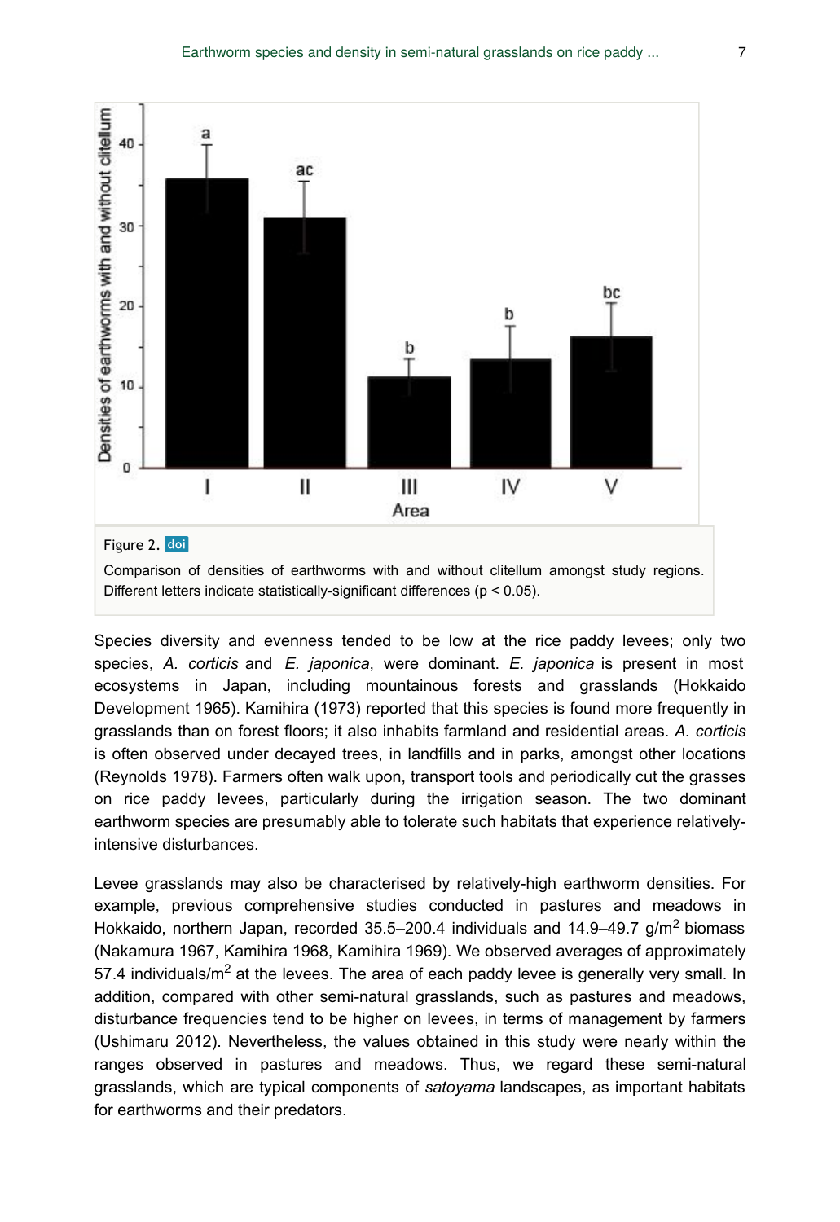Figure 2. doi

Comparison of densities of earthworms with and without clitellum amongst study regions. Different letters indicate statistically-significant differences ($p < 0.05$).

Species diversity and evenness tended to be low at the rice paddy levees; only two species, *A. corticis* and *E. japonica*, were dominant. *E. japonica* is present in most ecosystems in Japan, including mountainous forests and grasslands (Hokkaido Development 1965). Kamihira (1973) reported that this species is found more frequently in grasslands than on forest floors; it also inhabits farmland and residential areas. *A. corticis* is often observed under decayed trees, in landfills and in parks, amongst other locations (Reynolds 1978). Farmers often walk upon, transport tools and periodically cut the grasses on rice paddy levees, particularly during the irrigation season. The two dominant earthworm species are presumably able to tolerate such habitats that experience relatively-intensive disturbances.

Levee grasslands may also be characterised by relatively-high earthworm densities. For example, previous comprehensive studies conducted in pastures and meadows in Hokkaido, northern Japan, recorded 35.5–200.4 individuals and 14.9–49.7 $g/m^2$ biomass (Nakamura 1967, Kamihira 1968, Kamihira 1969). We observed averages of approximately 57.4 individuals/$m^2$ at the levees. The area of each paddy levee is generally very small. In addition, compared with other semi-natural grasslands, such as pastures and meadows, disturbance frequencies tend to be higher on levees, in terms of management by farmers (Ushimaru 2012). Nevertheless, the values obtained in this study were nearly within the ranges observed in pastures and meadows. Thus, we regard these semi-natural grasslands, which are typical components of *satoyama* landscapes, as important habitats for earthworms and their predators.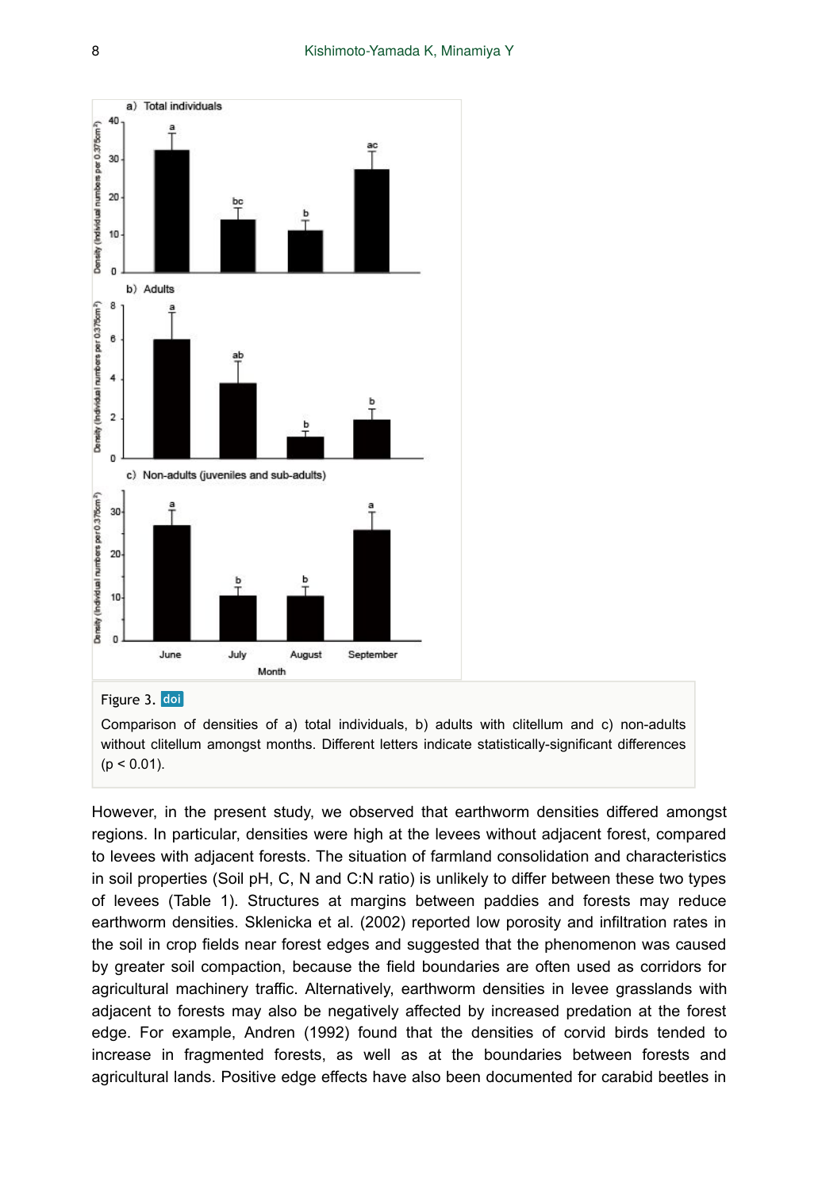Figure 3. doi

Comparison of densities of a) total individuals, b) adults with clitellum and c) non-adults without clitellum amongst months. Different letters indicate statistically-significant differences ($p < 0.01$).

However, in the present study, we observed that earthworm densities differed amongst regions. In particular, densities were high at the levees without adjacent forest, compared to levees with adjacent forests. The situation of farmland consolidation and characteristics in soil properties (Soil pH, C, N and C:N ratio) is unlikely to differ between these two types of levees (Table 1). Structures at margins between paddies and forests may reduce earthworm densities. Sklenicka et al. (2002) reported low porosity and infiltration rates in the soil in crop fields near forest edges and suggested that the phenomenon was caused by greater soil compaction, because the field boundaries are often used as corridors for agricultural machinery traffic. Alternatively, earthworm densities in levee grasslands with adjacent to forests may also be negatively affected by increased predation at the forest edge. For example, Andren (1992) found that the densities of corvid birds tended to increase in fragmented forests, as well as at the boundaries between forests and agricultural lands. Positive edge effects have also been documented for carabid beetles in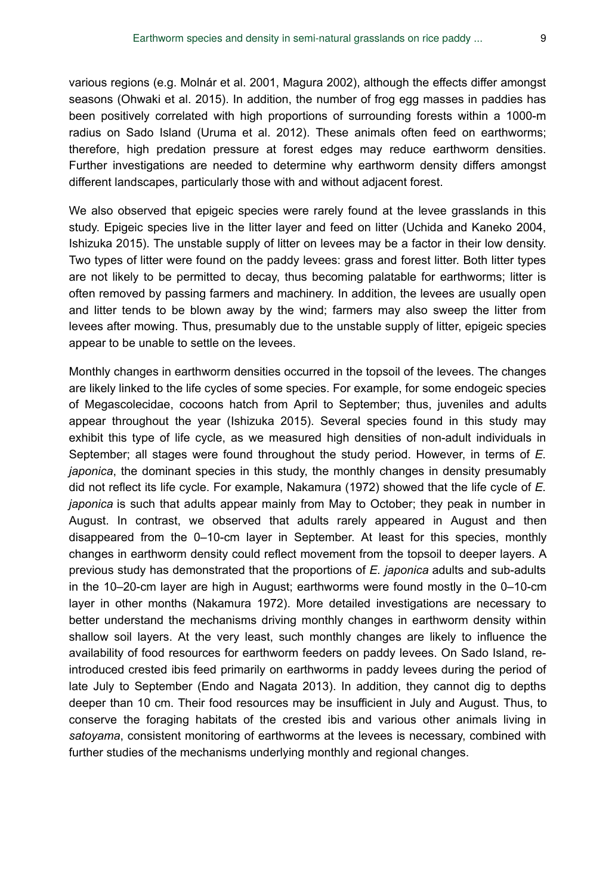various regions (e.g. Molnár et al. 2001, Magura 2002), although the effects differ amongst seasons (Ohwaki et al. 2015). In addition, the number of frog egg masses in paddies has been positively correlated with high proportions of surrounding forests within a 1000-m radius on Sado Island (Uruma et al. 2012). These animals often feed on earthworms; therefore, high predation pressure at forest edges may reduce earthworm densities. Further investigations are needed to determine why earthworm density differs amongst different landscapes, particularly those with and without adjacent forest.

We also observed that epigeic species were rarely found at the levee grasslands in this study. Epigeic species live in the litter layer and feed on litter (Uchida and Kaneko 2004, Ishizuka 2015). The unstable supply of litter on levees may be a factor in their low density. Two types of litter were found on the paddy levees: grass and forest litter. Both litter types are not likely to be permitted to decay, thus becoming palatable for earthworms; litter is often removed by passing farmers and machinery. In addition, the levees are usually open and litter tends to be blown away by the wind; farmers may also sweep the litter from levees after mowing. Thus, presumably due to the unstable supply of litter, epigeic species appear to be unable to settle on the levees.

Monthly changes in earthworm densities occurred in the topsoil of the levees. The changes are likely linked to the life cycles of some species. For example, for some endogeic species of Megascolecidae, cocoons hatch from April to September; thus, juveniles and adults appear throughout the year (Ishizuka 2015). Several species found in this study may exhibit this type of life cycle, as we measured high densities of non-adult individuals in September; all stages were found throughout the study period. However, in terms of *E. japonica*, the dominant species in this study, the monthly changes in density presumably did not reflect its life cycle. For example, Nakamura (1972) showed that the life cycle of *E. japonica* is such that adults appear mainly from May to October; they peak in number in August. In contrast, we observed that adults rarely appeared in August and then disappeared from the 0–10-cm layer in September. At least for this species, monthly changes in earthworm density could reflect movement from the topsoil to deeper layers. A previous study has demonstrated that the proportions of *E. japonica* adults and sub-adults in the 10–20-cm layer are high in August; earthworms were found mostly in the 0–10-cm layer in other months (Nakamura 1972). More detailed investigations are necessary to better understand the mechanisms driving monthly changes in earthworm density within shallow soil layers. At the very least, such monthly changes are likely to influence the availability of food resources for earthworm feeders on paddy levees. On Sado Island, re-introduced crested ibis feed primarily on earthworms in paddy levees during the period of late July to September (Endo and Nagata 2013). In addition, they cannot dig to depths deeper than 10 cm. Their food resources may be insufficient in July and August. Thus, to conserve the foraging habitats of the crested ibis and various other animals living in *satoyama*, consistent monitoring of earthworms at the levees is necessary, combined with further studies of the mechanisms underlying monthly and regional changes.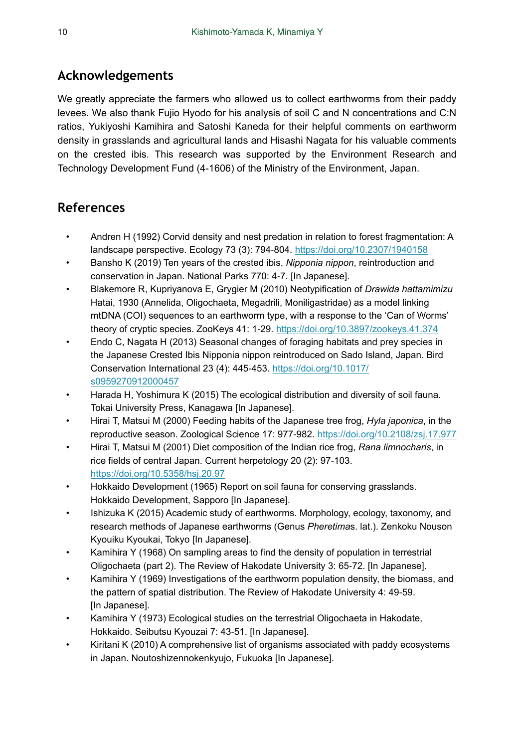## Acknowledgements

We greatly appreciate the farmers who allowed us to collect earthworms from their paddy levees. We also thank Fujio Hyodo for his analysis of soil C and N concentrations and C:N ratios, Yukiyoshi Kamihira and Satoshi Kaneda for their helpful comments on earthworm density in grasslands and agricultural lands and Hisashi Nagata for his valuable comments on the crested ibis. This research was supported by the Environment Research and Technology Development Fund (4-1606) of the Ministry of the Environment, Japan.

## References

- Andren H (1992) Corvid density and nest predation in relation to forest fragmentation: A landscape perspective. Ecology 73 (3): 794-804. https://doi.org/10.2307/1940158
- Bansho K (2019) Ten years of the crested ibis, *Nipponia nippon*, reintroduction and conservation in Japan. National Parks 770: 4-7. [In Japanese].
- Blakemore R, Kupriyanova E, Grygier M (2010) Neotypification of *Drawida hattamimizu* Hatai, 1930 (Annelida, Oligochaeta, Megadrili, Moniligastridae) as a model linking mtDNA (COI) sequences to an earthworm type, with a response to the 'Can of Worms' theory of cryptic species. ZooKeys 41: 1-29. https://doi.org/10.3897/zookeys.41.374
- Endo C, Nagata H (2013) Seasonal changes of foraging habitats and prey species in the Japanese Crested Ibis Nipponia nippon reintroduced on Sado Island, Japan. Bird Conservation International 23 (4): 445-453. https://doi.org/10.1017/s0959270912000457
- Harada H, Yoshimura K (2015) The ecological distribution and diversity of soil fauna. Tokai University Press, Kanagawa [In Japanese].
- Hirai T, Matsui M (2000) Feeding habits of the Japanese tree frog, *Hyla japonica*, in the reproductive season. Zoological Science 17: 977-982. https://doi.org/10.2108/zsj.17.977
- Hirai T, Matsui M (2001) Diet composition of the Indian rice frog, *Rana limnocharis*, in rice fields of central Japan. Current herpetology 20 (2): 97-103. https://doi.org/10.5358/hsj.20.97
- Hokkaido Development (1965) Report on soil fauna for conserving grasslands. Hokkaido Development, Sapporo [In Japanese].
- Ishizuka K (2015) Academic study of earthworms. Morphology, ecology, taxonomy, and research methods of Japanese earthworms (Genus *Pheretima*s. lat.). Zenkoku Nouson Kyouiku Kyoukai, Tokyo [In Japanese].
- Kamihira Y (1968) On sampling areas to find the density of population in terrestrial Oligochaeta (part 2). The Review of Hakodate University 3: 65-72. [In Japanese].
- Kamihira Y (1969) Investigations of the earthworm population density, the biomass, and the pattern of spatial distribution. The Review of Hakodate University 4: 49-59. [In Japanese].
- Kamihira Y (1973) Ecological studies on the terrestrial Oligochaeta in Hakodate, Hokkaido. Seibutsu Kyouzai 7: 43-51. [In Japanese].
- Kiritani K (2010) A comprehensive list of organisms associated with paddy ecosystems in Japan. Noutoshizennokenkyujo, Fukuoka [In Japanese].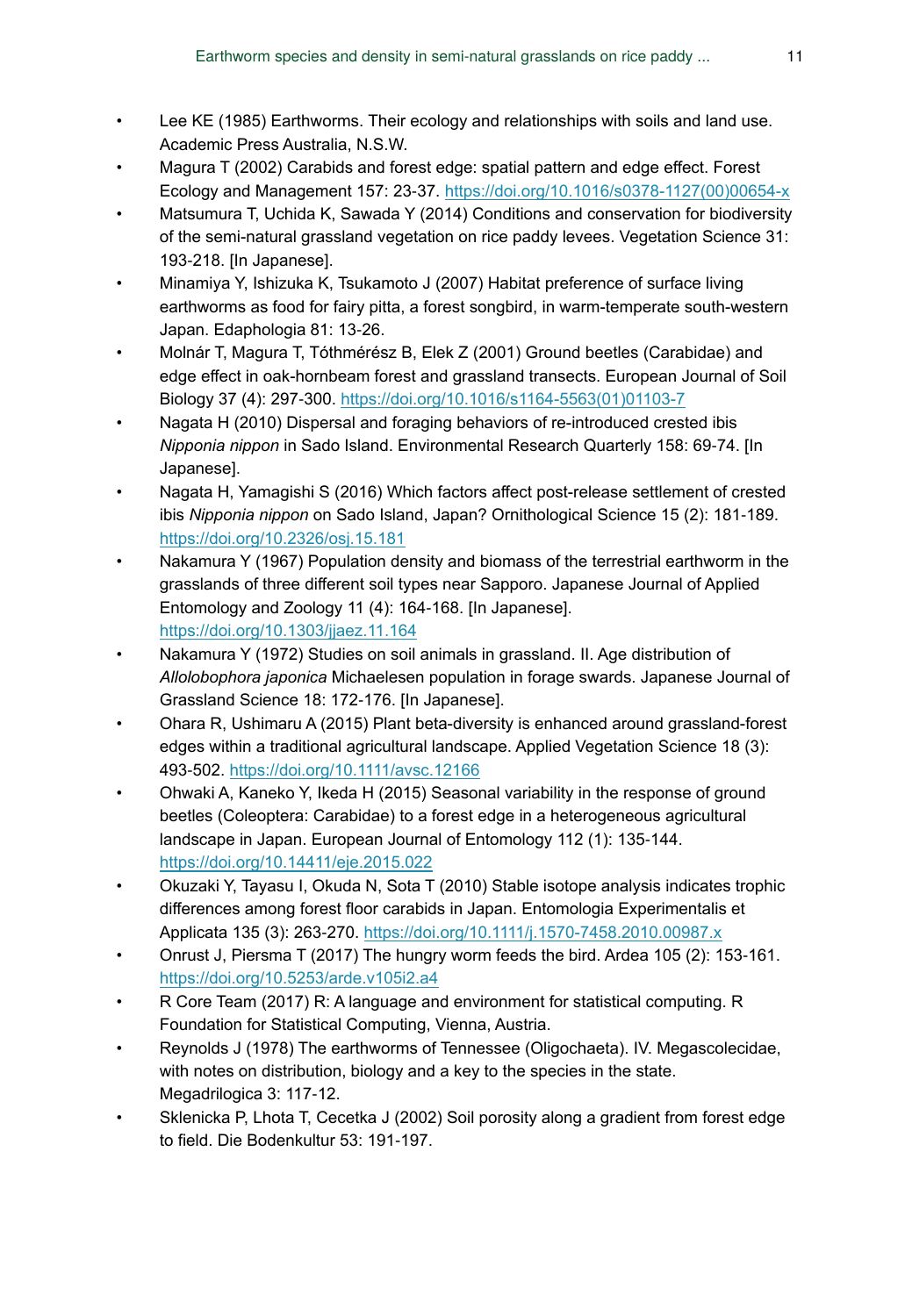- Lee KE (1985) Earthworms. Their ecology and relationships with soils and land use. Academic Press Australia, N.S.W.
- Magura T (2002) Carabids and forest edge: spatial pattern and edge effect. Forest Ecology and Management 157: 23-37. https://doi.org/10.1016/s0378-1127(00)00654-x
- Matsumura T, Uchida K, Sawada Y (2014) Conditions and conservation for biodiversity of the semi-natural grassland vegetation on rice paddy levees. Vegetation Science 31: 193-218. [In Japanese].
- Minamiya Y, Ishizuka K, Tsukamoto J (2007) Habitat preference of surface living earthworms as food for fairy pitta, a forest songbird, in warm-temperate south-western Japan. Edaphologia 81: 13-26.
- Molnár T, Magura T, Tóthmérész B, Elek Z (2001) Ground beetles (Carabidae) and edge effect in oak-hornbeam forest and grassland transects. European Journal of Soil Biology 37 (4): 297-300. https://doi.org/10.1016/s1164-5563(01)01103-7
- Nagata H (2010) Dispersal and foraging behaviors of re-introduced crested ibis *Nipponia nippon* in Sado Island. Environmental Research Quarterly 158: 69-74. [In Japanese].
- Nagata H, Yamagishi S (2016) Which factors affect post-release settlement of crested ibis *Nipponia nippon* on Sado Island, Japan? Ornithological Science 15 (2): 181-189. https://doi.org/10.2326/osj.15.181
- Nakamura Y (1967) Population density and biomass of the terrestrial earthworm in the grasslands of three different soil types near Sapporo. Japanese Journal of Applied Entomology and Zoology 11 (4): 164-168. [In Japanese]. https://doi.org/10.1303/jjaez.11.164
- Nakamura Y (1972) Studies on soil animals in grassland. II. Age distribution of *Allolobophora japonica* Michaelesen population in forage swards. Japanese Journal of Grassland Science 18: 172-176. [In Japanese].
- Ohara R, Ushimaru A (2015) Plant beta-diversity is enhanced around grassland-forest edges within a traditional agricultural landscape. Applied Vegetation Science 18 (3): 493-502. https://doi.org/10.1111/avsc.12166
- Ohwaki A, Kaneko Y, Ikeda H (2015) Seasonal variability in the response of ground beetles (Coleoptera: Carabidae) to a forest edge in a heterogeneous agricultural landscape in Japan. European Journal of Entomology 112 (1): 135-144. https://doi.org/10.14411/eje.2015.022
- Okuzaki Y, Tayasu I, Okuda N, Sota T (2010) Stable isotope analysis indicates trophic differences among forest floor carabids in Japan. Entomologia Experimentalis et Applicata 135 (3): 263-270. https://doi.org/10.1111/j.1570-7458.2010.00987.x
- Onrust J, Piersma T (2017) The hungry worm feeds the bird. Ardea 105 (2): 153-161. https://doi.org/10.5253/arde.v105i2.a4
- R Core Team (2017) R: A language and environment for statistical computing. R Foundation for Statistical Computing, Vienna, Austria.
- Reynolds J (1978) The earthworms of Tennessee (Oligochaeta). IV. Megascolecidae, with notes on distribution, biology and a key to the species in the state. Megadrilogica 3: 117-12.
- Sklenicka P, Lhota T, Cecetka J (2002) Soil porosity along a gradient from forest edge to field. Die Bodenkultur 53: 191-197.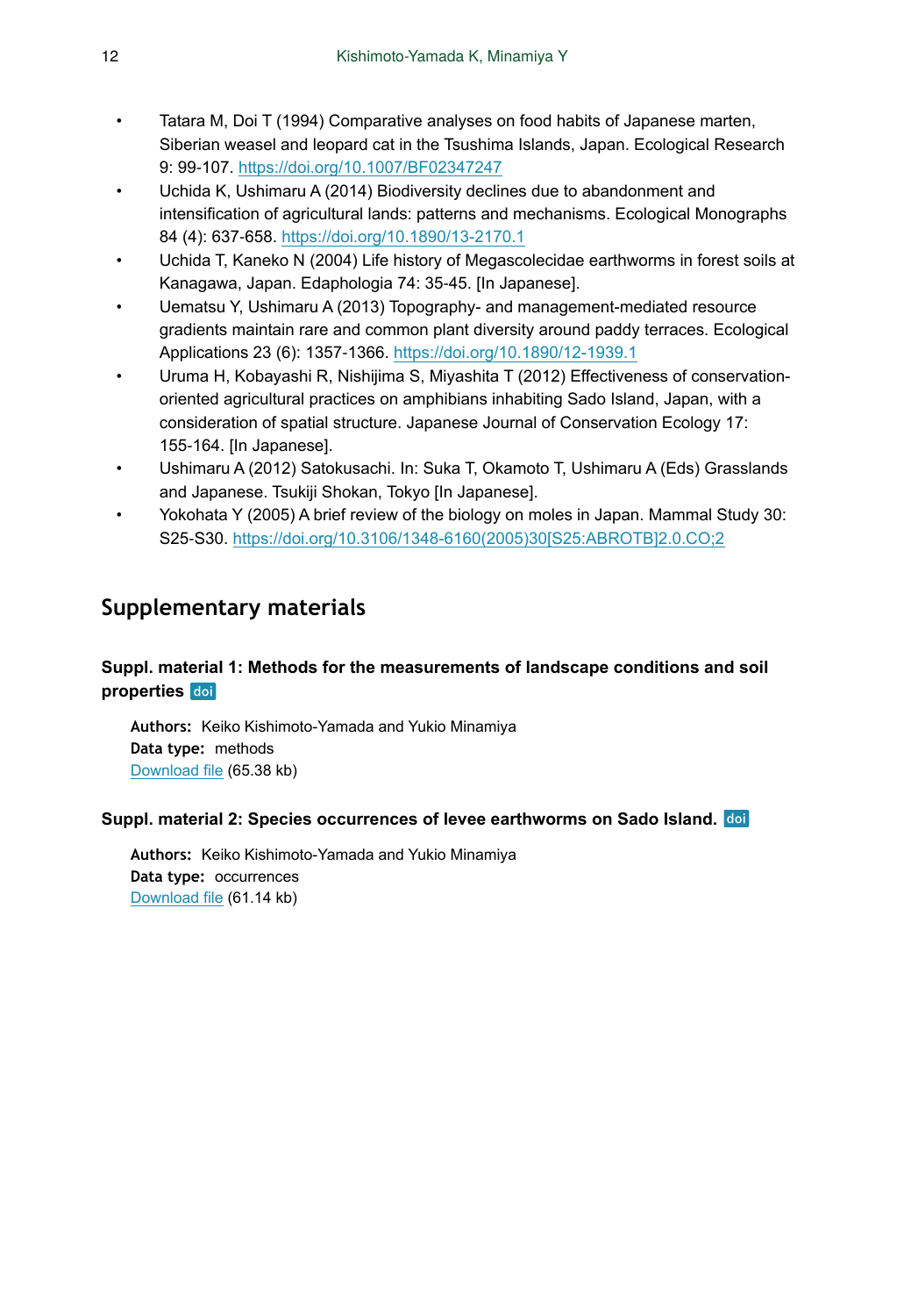- Tatara M, Doi T (1994) Comparative analyses on food habits of Japanese marten, Siberian weasel and leopard cat in the Tsushima Islands, Japan. Ecological Research 9: 99-107. https://doi.org/10.1007/BF02347247
- Uchida K, Ushimaru A (2014) Biodiversity declines due to abandonment and intensification of agricultural lands: patterns and mechanisms. Ecological Monographs 84 (4): 637-658. https://doi.org/10.1890/13-2170.1
- Uchida T, Kaneko N (2004) Life history of Megascolecidae earthworms in forest soils at Kanagawa, Japan. Edaphologia 74: 35-45. [In Japanese].
- Uematsu Y, Ushimaru A (2013) Topography- and management-mediated resource gradients maintain rare and common plant diversity around paddy terraces. Ecological Applications 23 (6): 1357-1366. https://doi.org/10.1890/12-1939.1
- Uruma H, Kobayashi R, Nishijima S, Miyashita T (2012) Effectiveness of conservation-oriented agricultural practices on amphibians inhabiting Sado Island, Japan, with a consideration of spatial structure. Japanese Journal of Conservation Ecology 17: 155-164. [In Japanese].
- Ushimaru A (2012) Satokusachi. In: Suka T, Okamoto T, Ushimaru A (Eds) Grasslands and Japanese. Tsukiji Shokan, Tokyo [In Japanese].
- Yokohata Y (2005) A brief review of the biology on moles in Japan. Mammal Study 30: S25-S30. https://doi.org/10.3106/1348-6160(2005)30[S25:ABROTB]2.0.CO;2

## Supplementary materials

### Suppl. material 1: Methods for the measurements of landscape conditions and soil properties doi

**Authors:** Keiko Kishimoto-Yamada and Yukio Minamiya
**Data type:** methods
Download file (65.38 kb)

### Suppl. material 2: Species occurrences of levee earthworms on Sado Island. doi

**Authors:** Keiko Kishimoto-Yamada and Yukio Minamiya
**Data type:** occurrences
Download file (61.14 kb)